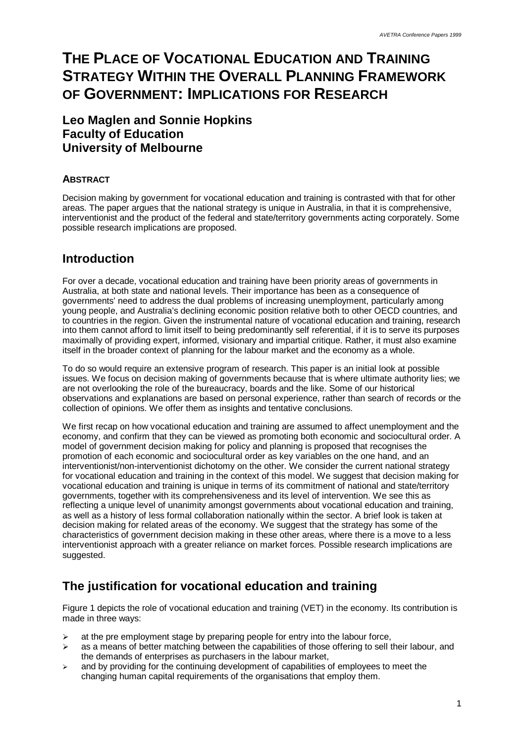# THE PLACE OF VOCATIONAL EDUCATION AND TRAINING STRATEGY WITHIN THE OVERALL PLANNING FRAMEWORK OF GOVERNMENT: IMPLICATIONS FOR RESEARCH

**Leo Maglen and Sonnie Hopkins**
**Faculty of Education**
**University of Melbourne**

### ABSTRACT

Decision making by government for vocational education and training is contrasted with that for other areas. The paper argues that the national strategy is unique in Australia, in that it is comprehensive, interventionist and the product of the federal and state/territory governments acting corporately. Some possible research implications are proposed.

## Introduction

For over a decade, vocational education and training have been priority areas of governments in Australia, at both state and national levels. Their importance has been as a consequence of governments' need to address the dual problems of increasing unemployment, particularly among young people, and Australia's declining economic position relative both to other OECD countries, and to countries in the region. Given the instrumental nature of vocational education and training, research into them cannot afford to limit itself to being predominantly self referential, if it is to serve its purposes maximally of providing expert, informed, visionary and impartial critique. Rather, it must also examine itself in the broader context of planning for the labour market and the economy as a whole.

To do so would require an extensive program of research. This paper is an initial look at possible issues. We focus on decision making of governments because that is where ultimate authority lies; we are not overlooking the role of the bureaucracy, boards and the like. Some of our historical observations and explanations are based on personal experience, rather than search of records or the collection of opinions. We offer them as insights and tentative conclusions.

We first recap on how vocational education and training are assumed to affect unemployment and the economy, and confirm that they can be viewed as promoting both economic and sociocultural order. A model of government decision making for policy and planning is proposed that recognises the promotion of each economic and sociocultural order as key variables on the one hand, and an interventionist/non-interventionist dichotomy on the other. We consider the current national strategy for vocational education and training in the context of this model. We suggest that decision making for vocational education and training is unique in terms of its commitment of national and state/territory governments, together with its comprehensiveness and its level of intervention. We see this as reflecting a unique level of unanimity amongst governments about vocational education and training, as well as a history of less formal collaboration nationally within the sector. A brief look is taken at decision making for related areas of the economy. We suggest that the strategy has some of the characteristics of government decision making in these other areas, where there is a move to a less interventionist approach with a greater reliance on market forces. Possible research implications are suggested.

## The justification for vocational education and training

Figure 1 depicts the role of vocational education and training (VET) in the economy. Its contribution is made in three ways:

- at the pre employment stage by preparing people for entry into the labour force,
- as a means of better matching between the capabilities of those offering to sell their labour, and the demands of enterprises as purchasers in the labour market,
- and by providing for the continuing development of capabilities of employees to meet the changing human capital requirements of the organisations that employ them.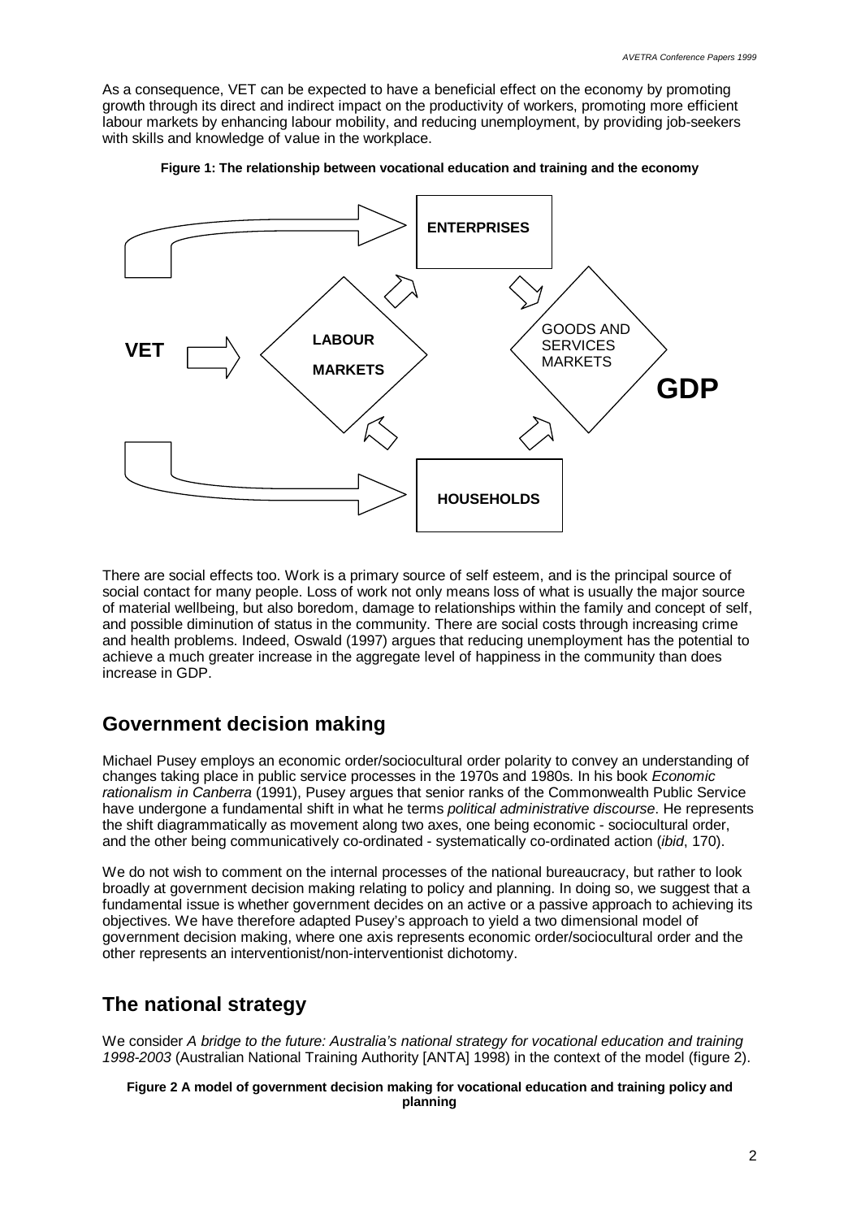As a consequence, VET can be expected to have a beneficial effect on the economy by promoting growth through its direct and indirect impact on the productivity of workers, promoting more efficient labour markets by enhancing labour mobility, and reducing unemployment, by providing job-seekers with skills and knowledge of value in the workplace.

**Figure 1: The relationship between vocational education and training and the economy**

VET

ENTERPRISES

LABOUR MARKETS

GOODS AND SERVICES MARKETS

GDP

HOUSEHOLDS

There are social effects too. Work is a primary source of self esteem, and is the principal source of social contact for many people. Loss of work not only means loss of what is usually the major source of material wellbeing, but also boredom, damage to relationships within the family and concept of self, and possible diminution of status in the community. There are social costs through increasing crime and health problems. Indeed, Oswald (1997) argues that reducing unemployment has the potential to achieve a much greater increase in the aggregate level of happiness in the community than does increase in GDP.

## Government decision making

Michael Pusey employs an economic order/sociocultural order polarity to convey an understanding of changes taking place in public service processes in the 1970s and 1980s. In his book *Economic rationalism in Canberra* (1991), Pusey argues that senior ranks of the Commonwealth Public Service have undergone a fundamental shift in what he terms *political administrative discourse*. He represents the shift diagrammatically as movement along two axes, one being economic - sociocultural order, and the other being communicatively co-ordinated - systematically co-ordinated action (*ibid*, 170).

We do not wish to comment on the internal processes of the national bureaucracy, but rather to look broadly at government decision making relating to policy and planning. In doing so, we suggest that a fundamental issue is whether government decides on an active or a passive approach to achieving its objectives. We have therefore adapted Pusey's approach to yield a two dimensional model of government decision making, where one axis represents economic order/sociocultural order and the other represents an interventionist/non-interventionist dichotomy.

## The national strategy

We consider *A bridge to the future: Australia's national strategy for vocational education and training 1998-2003* (Australian National Training Authority [ANTA] 1998) in the context of the model (figure 2).

**Figure 2 A model of government decision making for vocational education and training policy and planning**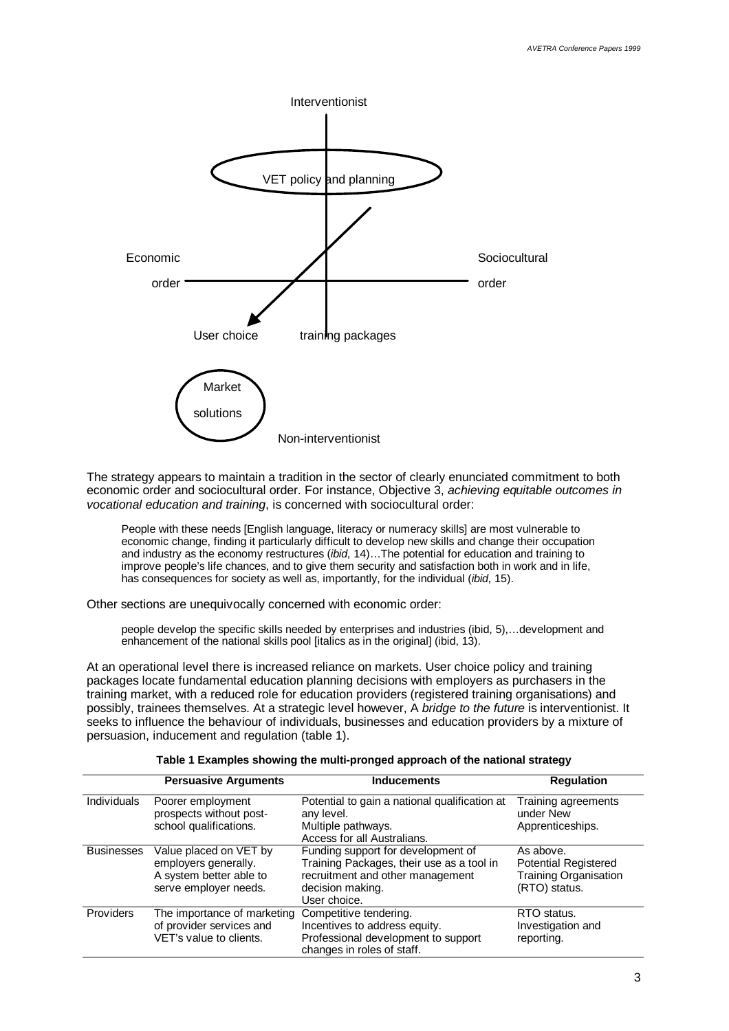Interventionist

VET policy and planning

Economic order

Sociocultural order

User choice

training packages

Market solutions

Non-interventionist

The strategy appears to maintain a tradition in the sector of clearly enunciated commitment to both economic order and sociocultural order. For instance, Objective 3, *achieving equitable outcomes in vocational education and training*, is concerned with sociocultural order:

> People with these needs [English language, literacy or numeracy skills] are most vulnerable to economic change, finding it particularly difficult to develop new skills and change their occupation and industry as the economy restructures (*ibid*, 14)…The potential for education and training to improve people's life chances, and to give them security and satisfaction both in work and in life, has consequences for society as well as, importantly, for the individual (*ibid*, 15).

Other sections are unequivocally concerned with economic order:

> people develop the specific skills needed by enterprises and industries (ibid, 5),…development and enhancement of the national skills pool [italics as in the original] (ibid, 13).

At an operational level there is increased reliance on markets. User choice policy and training packages locate fundamental education planning decisions with employers as purchasers in the training market, with a reduced role for education providers (registered training organisations) and possibly, trainees themselves. At a strategic level however, A *bridge to the future* is interventionist. It seeks to influence the behaviour of individuals, businesses and education providers by a mixture of persuasion, inducement and regulation (table 1).

**Table 1 Examples showing the multi-pronged approach of the national strategy**

| | Persuasive Arguments | Inducements | Regulation |
|---|---|---|---|
| Individuals | Poorer employment prospects without post-school qualifications. | Potential to gain a national qualification at any level.<br>Multiple pathways.<br>Access for all Australians. | Training agreements under New Apprenticeships. |
| Businesses | Value placed on VET by employers generally.<br>A system better able to serve employer needs. | Funding support for development of Training Packages, their use as a tool in recruitment and other management decision making.<br>User choice. | As above.<br>Potential Registered Training Organisation (RTO) status. |
| Providers | The importance of marketing of provider services and VET's value to clients. | Competitive tendering.<br>Incentives to address equity.<br>Professional development to support changes in roles of staff. | RTO status.<br>Investigation and reporting. |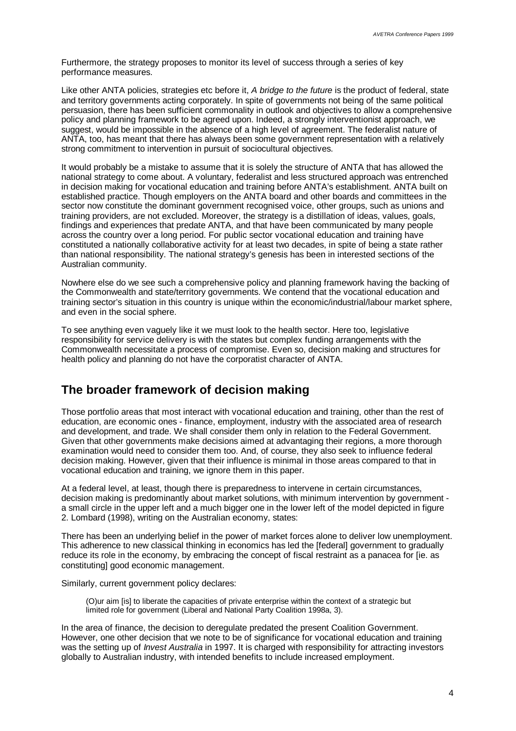Furthermore, the strategy proposes to monitor its level of success through a series of key performance measures.

Like other ANTA policies, strategies etc before it, *A bridge to the future* is the product of federal, state and territory governments acting corporately. In spite of governments not being of the same political persuasion, there has been sufficient commonality in outlook and objectives to allow a comprehensive policy and planning framework to be agreed upon. Indeed, a strongly interventionist approach, we suggest, would be impossible in the absence of a high level of agreement. The federalist nature of ANTA, too, has meant that there has always been some government representation with a relatively strong commitment to intervention in pursuit of sociocultural objectives.

It would probably be a mistake to assume that it is solely the structure of ANTA that has allowed the national strategy to come about. A voluntary, federalist and less structured approach was entrenched in decision making for vocational education and training before ANTA's establishment. ANTA built on established practice. Though employers on the ANTA board and other boards and committees in the sector now constitute the dominant government recognised voice, other groups, such as unions and training providers, are not excluded. Moreover, the strategy is a distillation of ideas, values, goals, findings and experiences that predate ANTA, and that have been communicated by many people across the country over a long period. For public sector vocational education and training have constituted a nationally collaborative activity for at least two decades, in spite of being a state rather than national responsibility. The national strategy's genesis has been in interested sections of the Australian community.

Nowhere else do we see such a comprehensive policy and planning framework having the backing of the Commonwealth and state/territory governments. We contend that the vocational education and training sector's situation in this country is unique within the economic/industrial/labour market sphere, and even in the social sphere.

To see anything even vaguely like it we must look to the health sector. Here too, legislative responsibility for service delivery is with the states but complex funding arrangements with the Commonwealth necessitate a process of compromise. Even so, decision making and structures for health policy and planning do not have the corporatist character of ANTA.

## The broader framework of decision making

Those portfolio areas that most interact with vocational education and training, other than the rest of education, are economic ones - finance, employment, industry with the associated area of research and development, and trade. We shall consider them only in relation to the Federal Government. Given that other governments make decisions aimed at advantaging their regions, a more thorough examination would need to consider them too. And, of course, they also seek to influence federal decision making. However, given that their influence is minimal in those areas compared to that in vocational education and training, we ignore them in this paper.

At a federal level, at least, though there is preparedness to intervene in certain circumstances, decision making is predominantly about market solutions, with minimum intervention by government - a small circle in the upper left and a much bigger one in the lower left of the model depicted in figure 2. Lombard (1998), writing on the Australian economy, states:

There has been an underlying belief in the power of market forces alone to deliver low unemployment. This adherence to new classical thinking in economics has led the [federal] government to gradually reduce its role in the economy, by embracing the concept of fiscal restraint as a panacea for [ie. as constituting] good economic management.

Similarly, current government policy declares:

> (O)ur aim [is] to liberate the capacities of private enterprise within the context of a strategic but limited role for government (Liberal and National Party Coalition 1998a, 3).

In the area of finance, the decision to deregulate predated the present Coalition Government. However, one other decision that we note to be of significance for vocational education and training was the setting up of *Invest Australia* in 1997. It is charged with responsibility for attracting investors globally to Australian industry, with intended benefits to include increased employment.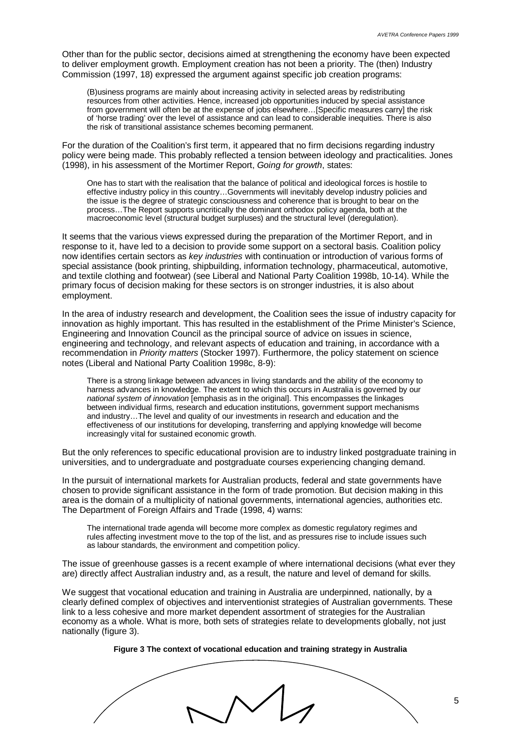Other than for the public sector, decisions aimed at strengthening the economy have been expected to deliver employment growth. Employment creation has not been a priority. The (then) Industry Commission (1997, 18) expressed the argument against specific job creation programs:

> (B)usiness programs are mainly about increasing activity in selected areas by redistributing resources from other activities. Hence, increased job opportunities induced by special assistance from government will often be at the expense of jobs elsewhere…[Specific measures carry] the risk of 'horse trading' over the level of assistance and can lead to considerable inequities. There is also the risk of transitional assistance schemes becoming permanent.

For the duration of the Coalition's first term, it appeared that no firm decisions regarding industry policy were being made. This probably reflected a tension between ideology and practicalities. Jones (1998), in his assessment of the Mortimer Report, *Going for growth*, states:

> One has to start with the realisation that the balance of political and ideological forces is hostile to effective industry policy in this country…Governments will inevitably develop industry policies and the issue is the degree of strategic consciousness and coherence that is brought to bear on the process…The Report supports uncritically the dominant orthodox policy agenda, both at the macroeconomic level (structural budget surpluses) and the structural level (deregulation).

It seems that the various views expressed during the preparation of the Mortimer Report, and in response to it, have led to a decision to provide some support on a sectoral basis. Coalition policy now identifies certain sectors as *key industries* with continuation or introduction of various forms of special assistance (book printing, shipbuilding, information technology, pharmaceutical, automotive, and textile clothing and footwear) (see Liberal and National Party Coalition 1998b, 10-14). While the primary focus of decision making for these sectors is on stronger industries, it is also about employment.

In the area of industry research and development, the Coalition sees the issue of industry capacity for innovation as highly important. This has resulted in the establishment of the Prime Minister's Science, Engineering and Innovation Council as the principal source of advice on issues in science, engineering and technology, and relevant aspects of education and training, in accordance with a recommendation in *Priority matters* (Stocker 1997). Furthermore, the policy statement on science notes (Liberal and National Party Coalition 1998c, 8-9):

> There is a strong linkage between advances in living standards and the ability of the economy to harness advances in knowledge. The extent to which this occurs in Australia is governed by our *national system of innovation* [emphasis as in the original]. This encompasses the linkages between individual firms, research and education institutions, government support mechanisms and industry…The level and quality of our investments in research and education and the effectiveness of our institutions for developing, transferring and applying knowledge will become increasingly vital for sustained economic growth.

But the only references to specific educational provision are to industry linked postgraduate training in universities, and to undergraduate and postgraduate courses experiencing changing demand.

In the pursuit of international markets for Australian products, federal and state governments have chosen to provide significant assistance in the form of trade promotion. But decision making in this area is the domain of a multiplicity of national governments, international agencies, authorities etc. The Department of Foreign Affairs and Trade (1998, 4) warns:

> The international trade agenda will become more complex as domestic regulatory regimes and rules affecting investment move to the top of the list, and as pressures rise to include issues such as labour standards, the environment and competition policy.

The issue of greenhouse gasses is a recent example of where international decisions (what ever they are) directly affect Australian industry and, as a result, the nature and level of demand for skills.

We suggest that vocational education and training in Australia are underpinned, nationally, by a clearly defined complex of objectives and interventionist strategies of Australian governments. These link to a less cohesive and more market dependent assortment of strategies for the Australian economy as a whole. What is more, both sets of strategies relate to developments globally, not just nationally (figure 3).

**Figure 3 The context of vocational education and training strategy in Australia**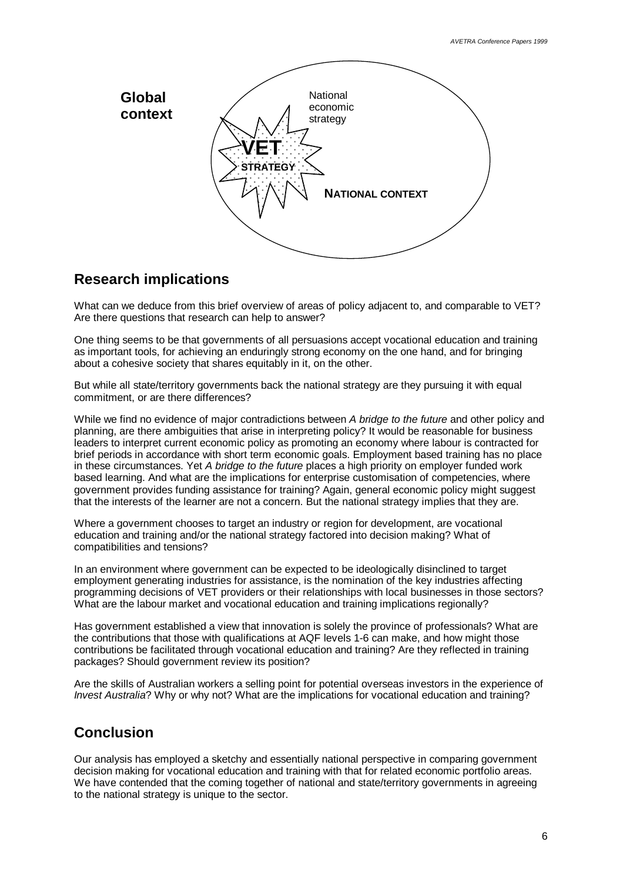Global context

National economic strategy

VET STRATEGY

NATIONAL CONTEXT

## Research implications

What can we deduce from this brief overview of areas of policy adjacent to, and comparable to VET? Are there questions that research can help to answer?

One thing seems to be that governments of all persuasions accept vocational education and training as important tools, for achieving an enduringly strong economy on the one hand, and for bringing about a cohesive society that shares equitably in it, on the other.

But while all state/territory governments back the national strategy are they pursuing it with equal commitment, or are there differences?

While we find no evidence of major contradictions between *A bridge to the future* and other policy and planning, are there ambiguities that arise in interpreting policy? It would be reasonable for business leaders to interpret current economic policy as promoting an economy where labour is contracted for brief periods in accordance with short term economic goals. Employment based training has no place in these circumstances. Yet *A bridge to the future* places a high priority on employer funded work based learning. And what are the implications for enterprise customisation of competencies, where government provides funding assistance for training? Again, general economic policy might suggest that the interests of the learner are not a concern. But the national strategy implies that they are.

Where a government chooses to target an industry or region for development, are vocational education and training and/or the national strategy factored into decision making? What of compatibilities and tensions?

In an environment where government can be expected to be ideologically disinclined to target employment generating industries for assistance, is the nomination of the key industries affecting programming decisions of VET providers or their relationships with local businesses in those sectors? What are the labour market and vocational education and training implications regionally?

Has government established a view that innovation is solely the province of professionals? What are the contributions that those with qualifications at AQF levels 1-6 can make, and how might those contributions be facilitated through vocational education and training? Are they reflected in training packages? Should government review its position?

Are the skills of Australian workers a selling point for potential overseas investors in the experience of *Invest Australia*? Why or why not? What are the implications for vocational education and training?

## Conclusion

Our analysis has employed a sketchy and essentially national perspective in comparing government decision making for vocational education and training with that for related economic portfolio areas. We have contended that the coming together of national and state/territory governments in agreeing to the national strategy is unique to the sector.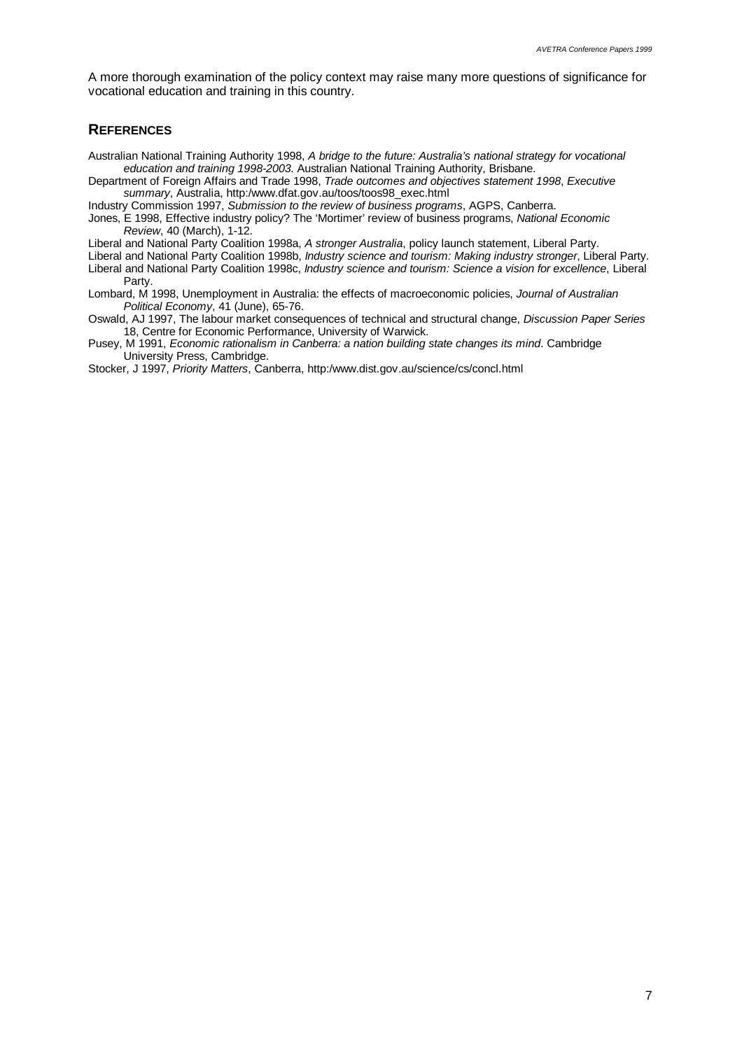A more thorough examination of the policy context may raise many more questions of significance for vocational education and training in this country.

## REFERENCES

Australian National Training Authority 1998, *A bridge to the future: Australia's national strategy for vocational education and training 1998-2003.* Australian National Training Authority, Brisbane.

Department of Foreign Affairs and Trade 1998, *Trade outcomes and objectives statement 1998*, *Executive summary*, Australia, http:/www.dfat.gov.au/toos/toos98_exec.html

Industry Commission 1997, *Submission to the review of business programs*, AGPS, Canberra.

Jones, E 1998, Effective industry policy? The 'Mortimer' review of business programs, *National Economic Review*, 40 (March), 1-12.

Liberal and National Party Coalition 1998a, *A stronger Australia*, policy launch statement, Liberal Party.

Liberal and National Party Coalition 1998b, *Industry science and tourism: Making industry stronger*, Liberal Party.

Liberal and National Party Coalition 1998c, *Industry science and tourism: Science a vision for excellence*, Liberal Party.

Lombard, M 1998, Unemployment in Australia: the effects of macroeconomic policies, *Journal of Australian Political Economy*, 41 (June), 65-76.

Oswald, AJ 1997, The labour market consequences of technical and structural change, *Discussion Paper Series* 18, Centre for Economic Performance, University of Warwick.

Pusey, M 1991, *Economic rationalism in Canberra: a nation building state changes its mind*. Cambridge University Press, Cambridge.

Stocker, J 1997, *Priority Matters*, Canberra, http:/www.dist.gov.au/science/cs/concl.html